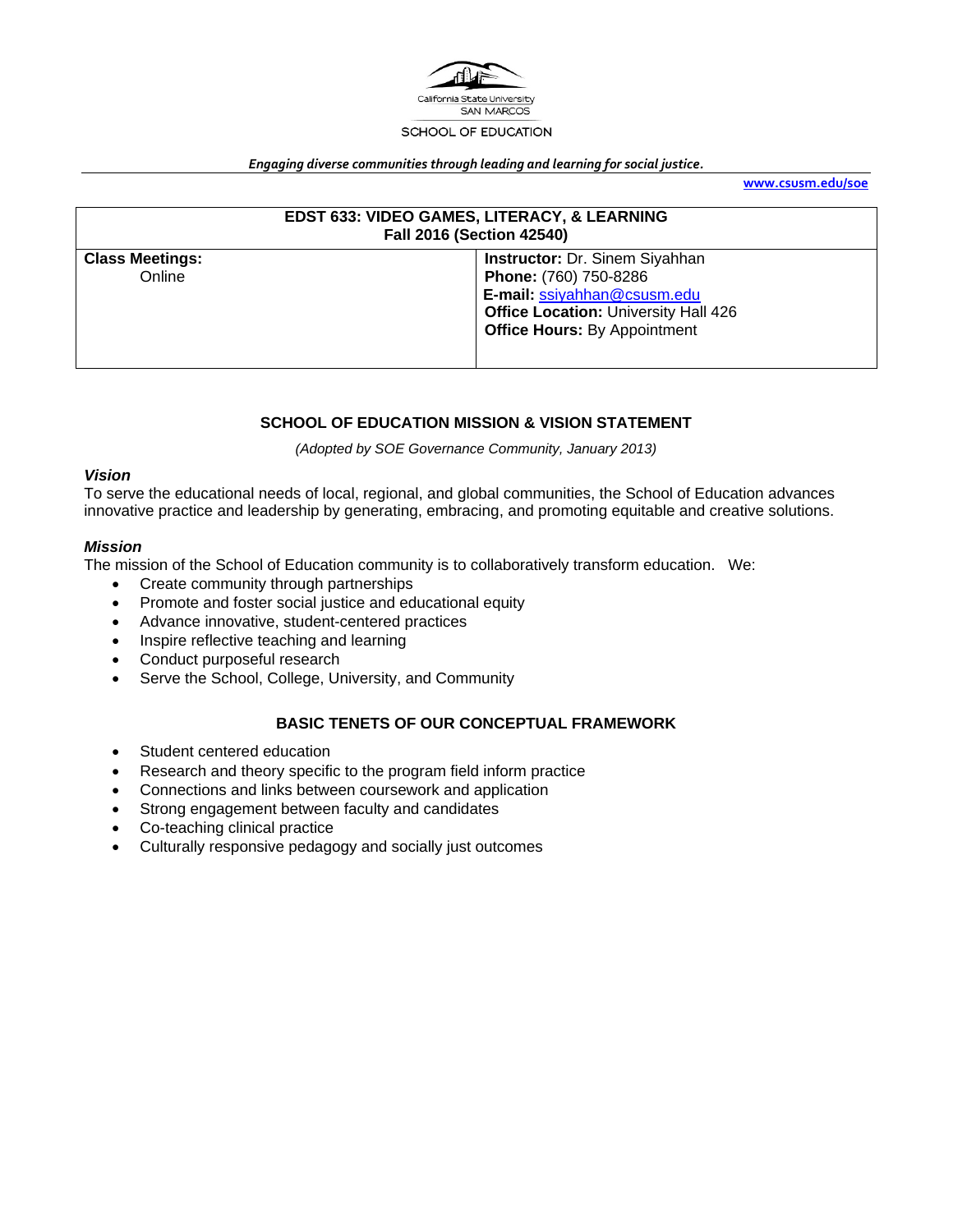California State University
SAN MARCOS
SCHOOL OF EDUCATION

***Engaging diverse communities through leading and learning for social justice.***

**www.csusm.edu/soe**

| **EDST 633: VIDEO GAMES, LITERACY, & LEARNING**<br>**Fall 2016 (Section 42540)** | |
|---|---|
| **Class Meetings:**<br>Online | **Instructor:** Dr. Sinem Siyahhan<br>**Phone:** (760) 750-8286<br>**E-mail:** ssiyahhan@csusm.edu<br>**Office Location:** University Hall 426<br>**Office Hours:** By Appointment |

## SCHOOL OF EDUCATION MISSION & VISION STATEMENT

*(Adopted by SOE Governance Community, January 2013)*

### *Vision*

To serve the educational needs of local, regional, and global communities, the School of Education advances innovative practice and leadership by generating, embracing, and promoting equitable and creative solutions.

### *Mission*

The mission of the School of Education community is to collaboratively transform education. We:

- Create community through partnerships
- Promote and foster social justice and educational equity
- Advance innovative, student-centered practices
- Inspire reflective teaching and learning
- Conduct purposeful research
- Serve the School, College, University, and Community

## BASIC TENETS OF OUR CONCEPTUAL FRAMEWORK

- Student centered education
- Research and theory specific to the program field inform practice
- Connections and links between coursework and application
- Strong engagement between faculty and candidates
- Co-teaching clinical practice
- Culturally responsive pedagogy and socially just outcomes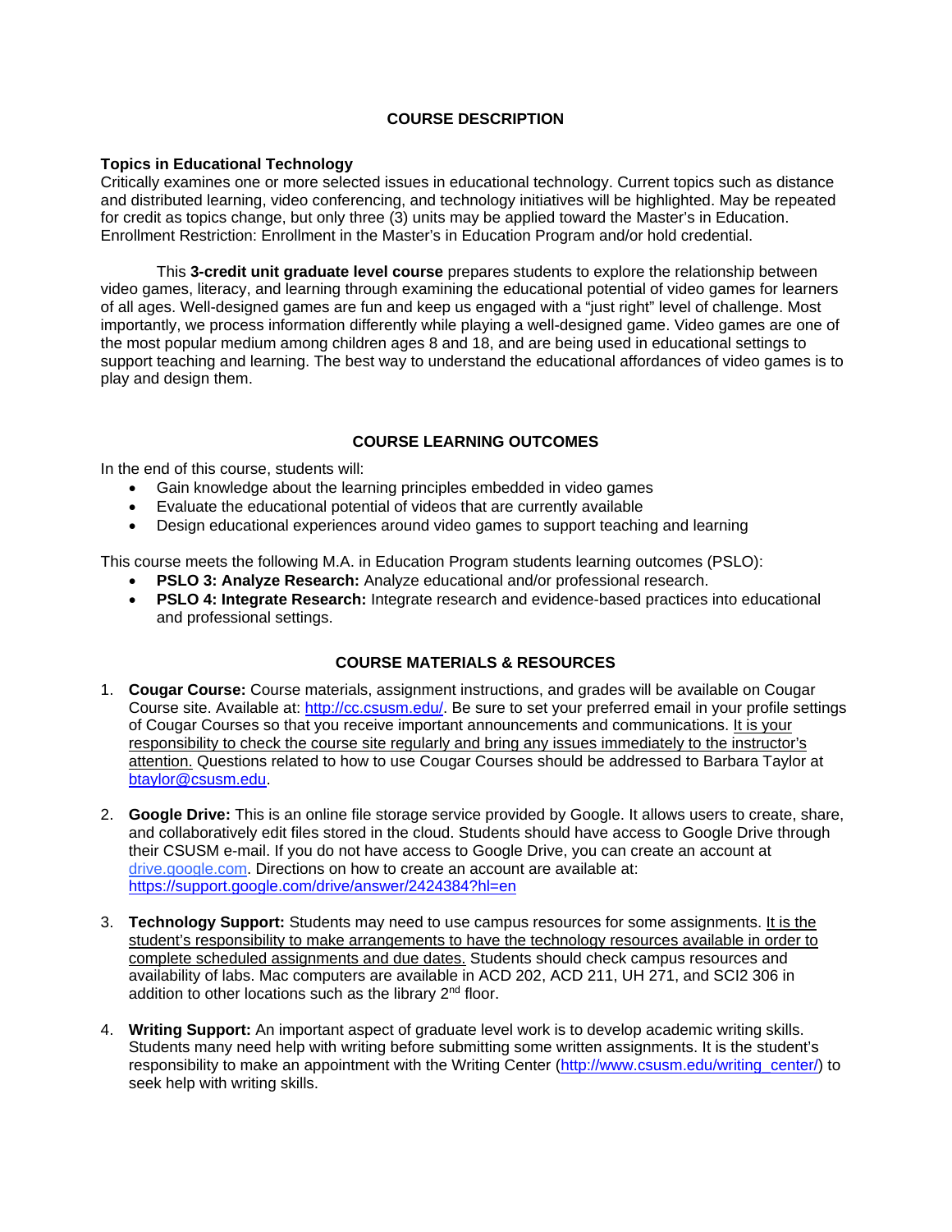## COURSE DESCRIPTION

**Topics in Educational Technology**
Critically examines one or more selected issues in educational technology. Current topics such as distance and distributed learning, video conferencing, and technology initiatives will be highlighted. May be repeated for credit as topics change, but only three (3) units may be applied toward the Master's in Education. Enrollment Restriction: Enrollment in the Master's in Education Program and/or hold credential.

This **3-credit unit graduate level course** prepares students to explore the relationship between video games, literacy, and learning through examining the educational potential of video games for learners of all ages. Well-designed games are fun and keep us engaged with a "just right" level of challenge. Most importantly, we process information differently while playing a well-designed game. Video games are one of the most popular medium among children ages 8 and 18, and are being used in educational settings to support teaching and learning. The best way to understand the educational affordances of video games is to play and design them.

## COURSE LEARNING OUTCOMES

In the end of this course, students will:

- Gain knowledge about the learning principles embedded in video games
- Evaluate the educational potential of videos that are currently available
- Design educational experiences around video games to support teaching and learning

This course meets the following M.A. in Education Program students learning outcomes (PSLO):

- **PSLO 3: Analyze Research:** Analyze educational and/or professional research.
- **PSLO 4: Integrate Research:** Integrate research and evidence-based practices into educational and professional settings.

## COURSE MATERIALS & RESOURCES

1. **Cougar Course:** Course materials, assignment instructions, and grades will be available on Cougar Course site. Available at: http://cc.csusm.edu/. Be sure to set your preferred email in your profile settings of Cougar Courses so that you receive important announcements and communications. It is your responsibility to check the course site regularly and bring any issues immediately to the instructor's attention. Questions related to how to use Cougar Courses should be addressed to Barbara Taylor at btaylor@csusm.edu.

2. **Google Drive:** This is an online file storage service provided by Google. It allows users to create, share, and collaboratively edit files stored in the cloud. Students should have access to Google Drive through their CSUSM e-mail. If you do not have access to Google Drive, you can create an account at drive.google.com. Directions on how to create an account are available at: https://support.google.com/drive/answer/2424384?hl=en

3. **Technology Support:** Students may need to use campus resources for some assignments. It is the student's responsibility to make arrangements to have the technology resources available in order to complete scheduled assignments and due dates. Students should check campus resources and availability of labs. Mac computers are available in ACD 202, ACD 211, UH 271, and SCI2 306 in addition to other locations such as the library 2nd floor.

4. **Writing Support:** An important aspect of graduate level work is to develop academic writing skills. Students many need help with writing before submitting some written assignments. It is the student's responsibility to make an appointment with the Writing Center (http://www.csusm.edu/writing_center/) to seek help with writing skills.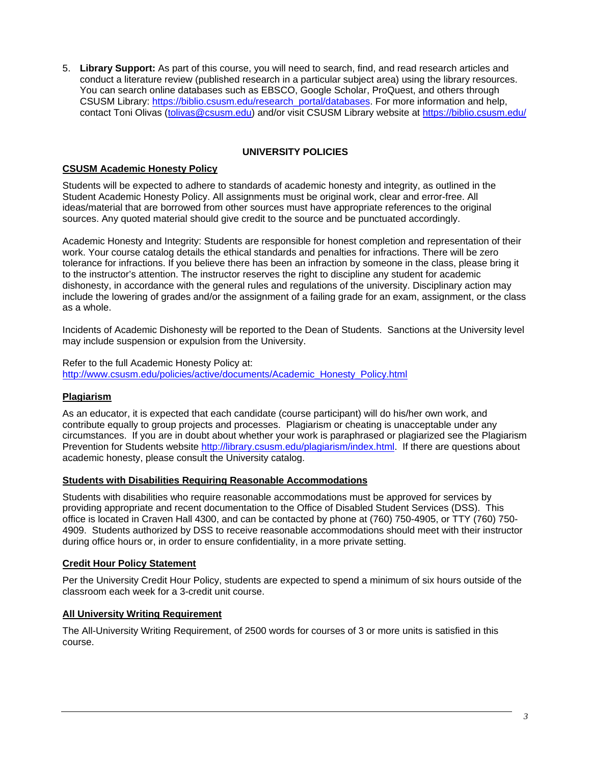5. **Library Support:** As part of this course, you will need to search, find, and read research articles and conduct a literature review (published research in a particular subject area) using the library resources. You can search online databases such as EBSCO, Google Scholar, ProQuest, and others through CSUSM Library: [https://biblio.csusm.edu/research_portal/databases](https://biblio.csusm.edu/research_portal/databases). For more information and help, contact Toni Olivas ([tolivas@csusm.edu](mailto:tolivas@csusm.edu)) and/or visit CSUSM Library website at [https://biblio.csusm.edu/](https://biblio.csusm.edu/)

## UNIVERSITY POLICIES

### CSUSM Academic Honesty Policy

Students will be expected to adhere to standards of academic honesty and integrity, as outlined in the Student Academic Honesty Policy. All assignments must be original work, clear and error-free. All ideas/material that are borrowed from other sources must have appropriate references to the original sources. Any quoted material should give credit to the source and be punctuated accordingly.

Academic Honesty and Integrity: Students are responsible for honest completion and representation of their work. Your course catalog details the ethical standards and penalties for infractions. There will be zero tolerance for infractions. If you believe there has been an infraction by someone in the class, please bring it to the instructor's attention. The instructor reserves the right to discipline any student for academic dishonesty, in accordance with the general rules and regulations of the university. Disciplinary action may include the lowering of grades and/or the assignment of a failing grade for an exam, assignment, or the class as a whole.

Incidents of Academic Dishonesty will be reported to the Dean of Students. Sanctions at the University level may include suspension or expulsion from the University.

Refer to the full Academic Honesty Policy at:
[http://www.csusm.edu/policies/active/documents/Academic_Honesty_Policy.html](http://www.csusm.edu/policies/active/documents/Academic_Honesty_Policy.html)

### Plagiarism

As an educator, it is expected that each candidate (course participant) will do his/her own work, and contribute equally to group projects and processes. Plagiarism or cheating is unacceptable under any circumstances. If you are in doubt about whether your work is paraphrased or plagiarized see the Plagiarism Prevention for Students website [http://library.csusm.edu/plagiarism/index.html](http://library.csusm.edu/plagiarism/index.html). If there are questions about academic honesty, please consult the University catalog.

### Students with Disabilities Requiring Reasonable Accommodations

Students with disabilities who require reasonable accommodations must be approved for services by providing appropriate and recent documentation to the Office of Disabled Student Services (DSS). This office is located in Craven Hall 4300, and can be contacted by phone at (760) 750-4905, or TTY (760) 750-4909. Students authorized by DSS to receive reasonable accommodations should meet with their instructor during office hours or, in order to ensure confidentiality, in a more private setting.

### Credit Hour Policy Statement

Per the University Credit Hour Policy, students are expected to spend a minimum of six hours outside of the classroom each week for a 3-credit unit course.

### All University Writing Requirement

The All-University Writing Requirement, of 2500 words for courses of 3 or more units is satisfied in this course.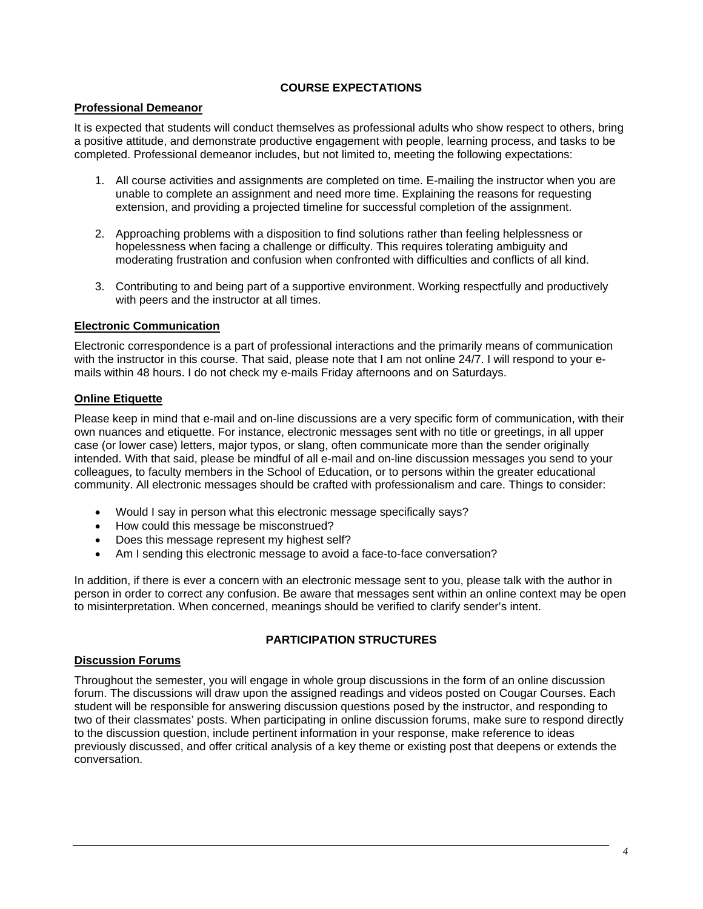## COURSE EXPECTATIONS

### Professional Demeanor

It is expected that students will conduct themselves as professional adults who show respect to others, bring a positive attitude, and demonstrate productive engagement with people, learning process, and tasks to be completed. Professional demeanor includes, but not limited to, meeting the following expectations:

1. All course activities and assignments are completed on time. E-mailing the instructor when you are unable to complete an assignment and need more time. Explaining the reasons for requesting extension, and providing a projected timeline for successful completion of the assignment.

2. Approaching problems with a disposition to find solutions rather than feeling helplessness or hopelessness when facing a challenge or difficulty. This requires tolerating ambiguity and moderating frustration and confusion when confronted with difficulties and conflicts of all kind.

3. Contributing to and being part of a supportive environment. Working respectfully and productively with peers and the instructor at all times.

### Electronic Communication

Electronic correspondence is a part of professional interactions and the primarily means of communication with the instructor in this course. That said, please note that I am not online 24/7. I will respond to your e-mails within 48 hours. I do not check my e-mails Friday afternoons and on Saturdays.

### Online Etiquette

Please keep in mind that e-mail and on-line discussions are a very specific form of communication, with their own nuances and etiquette. For instance, electronic messages sent with no title or greetings, in all upper case (or lower case) letters, major typos, or slang, often communicate more than the sender originally intended. With that said, please be mindful of all e-mail and on-line discussion messages you send to your colleagues, to faculty members in the School of Education, or to persons within the greater educational community. All electronic messages should be crafted with professionalism and care. Things to consider:

- Would I say in person what this electronic message specifically says?
- How could this message be misconstrued?
- Does this message represent my highest self?
- Am I sending this electronic message to avoid a face-to-face conversation?

In addition, if there is ever a concern with an electronic message sent to you, please talk with the author in person in order to correct any confusion. Be aware that messages sent within an online context may be open to misinterpretation. When concerned, meanings should be verified to clarify sender's intent.

## PARTICIPATION STRUCTURES

### Discussion Forums

Throughout the semester, you will engage in whole group discussions in the form of an online discussion forum. The discussions will draw upon the assigned readings and videos posted on Cougar Courses. Each student will be responsible for answering discussion questions posed by the instructor, and responding to two of their classmates' posts. When participating in online discussion forums, make sure to respond directly to the discussion question, include pertinent information in your response, make reference to ideas previously discussed, and offer critical analysis of a key theme or existing post that deepens or extends the conversation.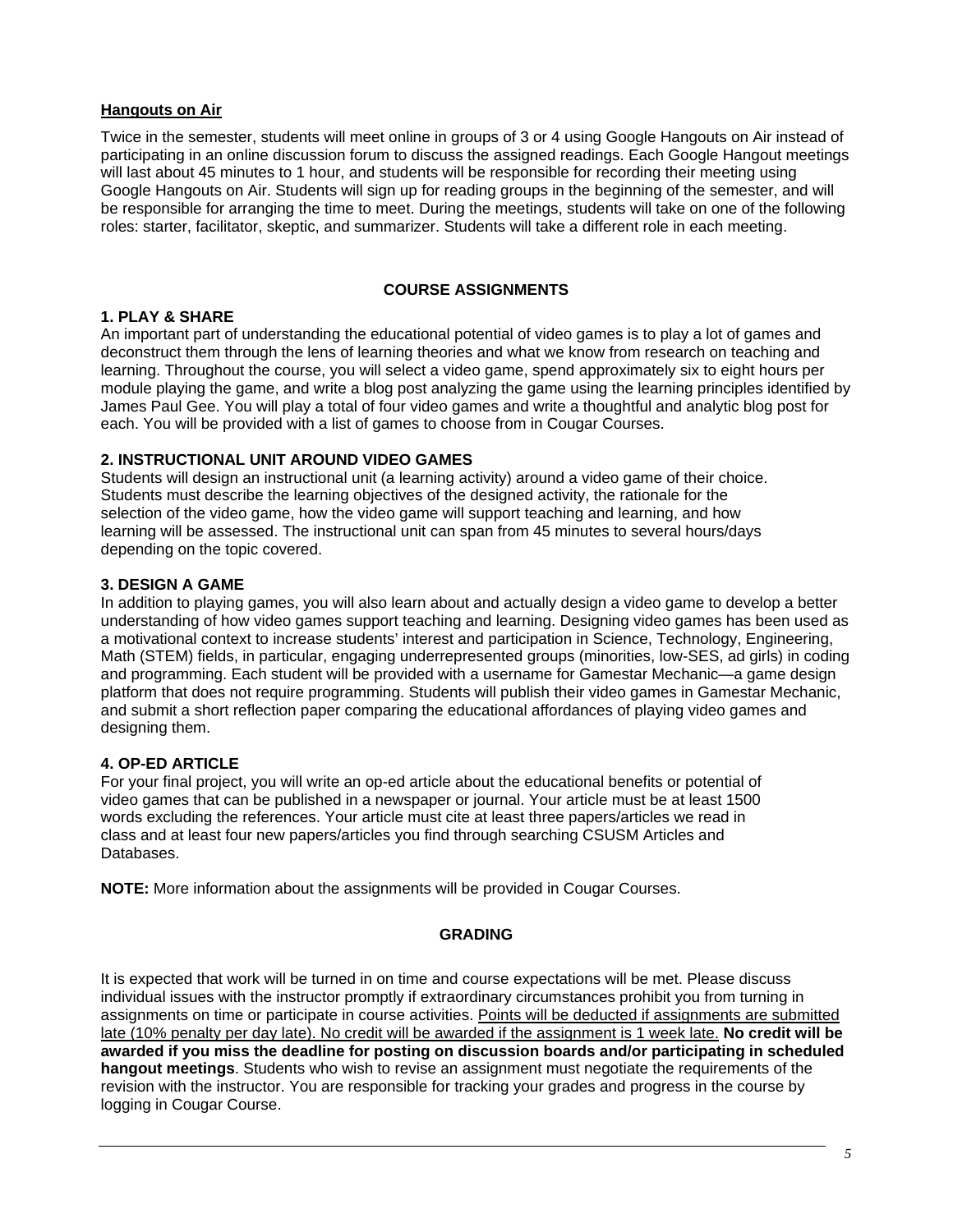**<u>Hangouts on Air</u>**

Twice in the semester, students will meet online in groups of 3 or 4 using Google Hangouts on Air instead of participating in an online discussion forum to discuss the assigned readings. Each Google Hangout meetings will last about 45 minutes to 1 hour, and students will be responsible for recording their meeting using Google Hangouts on Air. Students will sign up for reading groups in the beginning of the semester, and will be responsible for arranging the time to meet. During the meetings, students will take on one of the following roles: starter, facilitator, skeptic, and summarizer. Students will take a different role in each meeting.

## COURSE ASSIGNMENTS

### 1. PLAY & SHARE

An important part of understanding the educational potential of video games is to play a lot of games and deconstruct them through the lens of learning theories and what we know from research on teaching and learning. Throughout the course, you will select a video game, spend approximately six to eight hours per module playing the game, and write a blog post analyzing the game using the learning principles identified by James Paul Gee. You will play a total of four video games and write a thoughtful and analytic blog post for each. You will be provided with a list of games to choose from in Cougar Courses.

### 2. INSTRUCTIONAL UNIT AROUND VIDEO GAMES

Students will design an instructional unit (a learning activity) around a video game of their choice. Students must describe the learning objectives of the designed activity, the rationale for the selection of the video game, how the video game will support teaching and learning, and how learning will be assessed. The instructional unit can span from 45 minutes to several hours/days depending on the topic covered.

### 3. DESIGN A GAME

In addition to playing games, you will also learn about and actually design a video game to develop a better understanding of how video games support teaching and learning. Designing video games has been used as a motivational context to increase students' interest and participation in Science, Technology, Engineering, Math (STEM) fields, in particular, engaging underrepresented groups (minorities, low-SES, ad girls) in coding and programming. Each student will be provided with a username for Gamestar Mechanic—a game design platform that does not require programming. Students will publish their video games in Gamestar Mechanic, and submit a short reflection paper comparing the educational affordances of playing video games and designing them.

### 4. OP-ED ARTICLE

For your final project, you will write an op-ed article about the educational benefits or potential of video games that can be published in a newspaper or journal. Your article must be at least 1500 words excluding the references. Your article must cite at least three papers/articles we read in class and at least four new papers/articles you find through searching CSUSM Articles and Databases.

**NOTE:** More information about the assignments will be provided in Cougar Courses.

## GRADING

It is expected that work will be turned in on time and course expectations will be met. Please discuss individual issues with the instructor promptly if extraordinary circumstances prohibit you from turning in assignments on time or participate in course activities. <u>Points will be deducted if assignments are submitted late (10% penalty per day late). No credit will be awarded if the assignment is 1 week late.</u> **No credit will be awarded if you miss the deadline for posting on discussion boards and/or participating in scheduled hangout meetings**. Students who wish to revise an assignment must negotiate the requirements of the revision with the instructor. You are responsible for tracking your grades and progress in the course by logging in Cougar Course.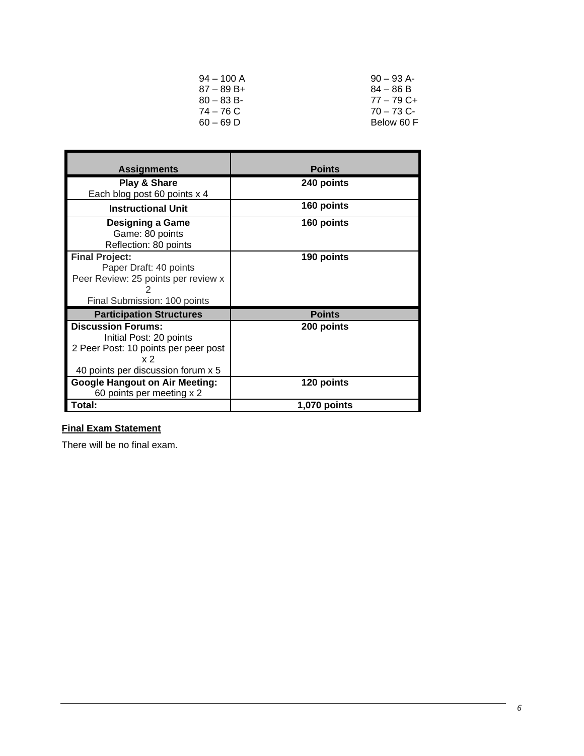| | |
|---|---|
| 94 – 100 A | 90 – 93 A- |
| 87 – 89 B+ | 84 – 86 B |
| 80 – 83 B- | 77 – 79 C+ |
| 74 – 76 C | 70 – 73 C- |
| 60 – 69 D | Below 60 F |

| Assignments | Points |
|---|---|
| **Play & Share**<br>Each blog post 60 points x 4 | **240 points** |
| **Instructional Unit** | **160 points** |
| **Designing a Game**<br>Game: 80 points<br>Reflection: 80 points | **160 points** |
| **Final Project:**<br>Paper Draft: 40 points<br>Peer Review: 25 points per review x 2<br>Final Submission: 100 points | **190 points** |
| **Participation Structures** | **Points** |
| **Discussion Forums:**<br>Initial Post: 20 points<br>2 Peer Post: 10 points per peer post x 2<br>40 points per discussion forum x 5 | **200 points** |
| **Google Hangout on Air Meeting:**<br>60 points per meeting x 2 | **120 points** |
| **Total:** | **1,070 points** |

**Final Exam Statement**

There will be no final exam.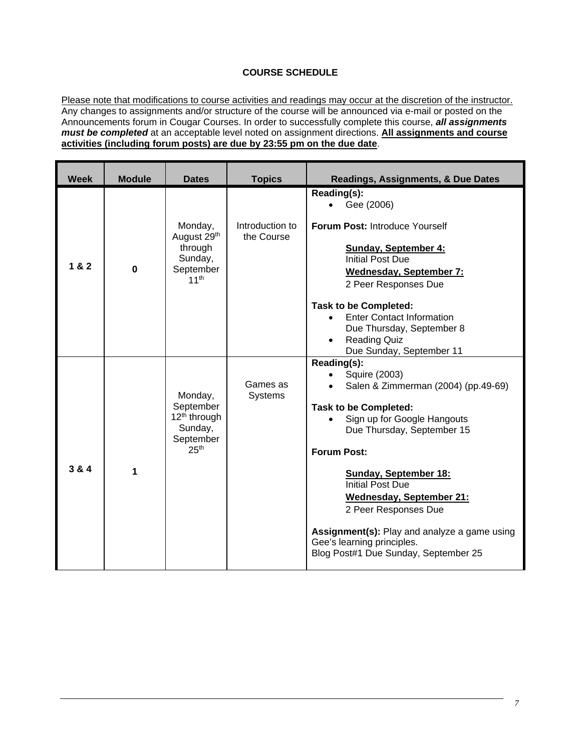**COURSE SCHEDULE**

Please note that modifications to course activities and readings may occur at the discretion of the instructor. Any changes to assignments and/or structure of the course will be announced via e-mail or posted on the Announcements forum in Cougar Courses. In order to successfully complete this course, ***all assignments must be completed*** at an acceptable level noted on assignment directions. **All assignments and course activities (including forum posts) are due by 23:55 pm on the due date**.

| Week | Module | Dates | Topics | Readings, Assignments, & Due Dates |
|---|---|---|---|---|
| **1 & 2** | **0** | Monday, August 29th through Sunday, September 11th | Introduction to the Course | **Reading(s):**<br>• Gee (2006)<br><br>**Forum Post:** Introduce Yourself<br><br>**Sunday, September 4:**<br>Initial Post Due<br>**Wednesday, September 7:**<br>2 Peer Responses Due<br><br>**Task to be Completed:**<br>• Enter Contact Information<br>Due Thursday, September 8<br>• Reading Quiz<br>Due Sunday, September 11 |
| **3 & 4** | **1** | Monday, September 12th through Sunday, September 25th | Games as Systems | **Reading(s):**<br>• Squire (2003)<br>• Salen & Zimmerman (2004) (pp.49-69)<br><br>**Task to be Completed:**<br>• Sign up for Google Hangouts<br>Due Thursday, September 15<br><br>**Forum Post:**<br><br>**Sunday, September 18:**<br>Initial Post Due<br>**Wednesday, September 21:**<br>2 Peer Responses Due<br><br>**Assignment(s):** Play and analyze a game using Gee's learning principles.<br>Blog Post#1 Due Sunday, September 25 |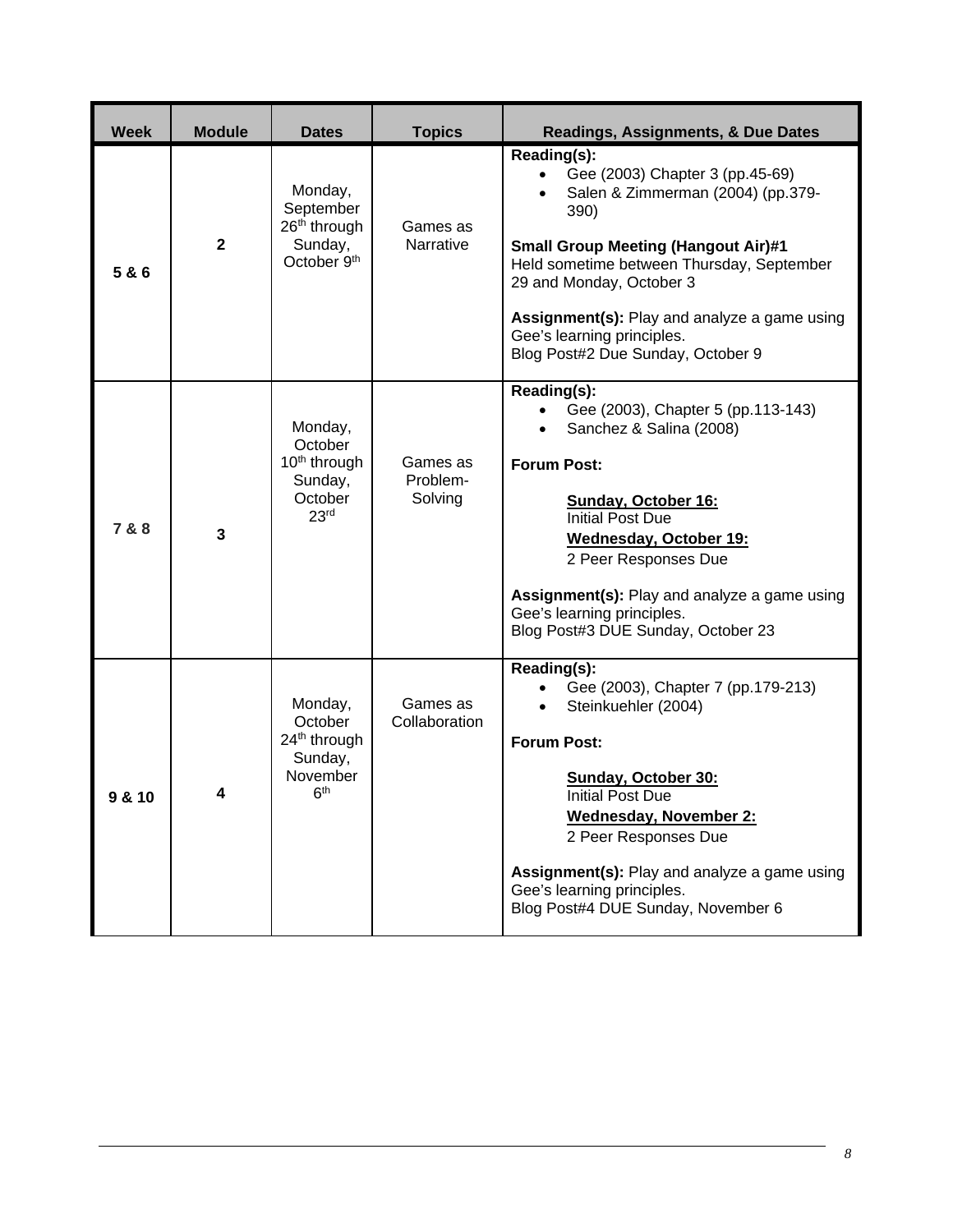| Week | Module | Dates | Topics | Readings, Assignments, & Due Dates |
|---|---|---|---|---|
| 5 & 6 | 2 | Monday, September 26th through Sunday, October 9th | Games as Narrative | **Reading(s):**<br>• Gee (2003) Chapter 3 (pp.45-69)<br>• Salen & Zimmerman (2004) (pp.379-390)<br><br>**Small Group Meeting (Hangout Air)#1**<br>Held sometime between Thursday, September 29 and Monday, October 3<br><br>**Assignment(s):** Play and analyze a game using Gee's learning principles.<br>Blog Post#2 Due Sunday, October 9 |
| 7 & 8 | 3 | Monday, October 10th through Sunday, October 23rd | Games as Problem-Solving | **Reading(s):**<br>• Gee (2003), Chapter 5 (pp.113-143)<br>• Sanchez & Salina (2008)<br><br>**Forum Post:**<br><br>**<u>Sunday, October 16:</u>**<br>Initial Post Due<br>**<u>Wednesday, October 19:</u>**<br>2 Peer Responses Due<br><br>**Assignment(s):** Play and analyze a game using Gee's learning principles.<br>Blog Post#3 DUE Sunday, October 23 |
| 9 & 10 | 4 | Monday, October 24th through Sunday, November 6th | Games as Collaboration | **Reading(s):**<br>• Gee (2003), Chapter 7 (pp.179-213)<br>• Steinkuehler (2004)<br><br>**Forum Post:**<br><br>**<u>Sunday, October 30:</u>**<br>Initial Post Due<br>**<u>Wednesday, November 2:</u>**<br>2 Peer Responses Due<br><br>**Assignment(s):** Play and analyze a game using Gee's learning principles.<br>Blog Post#4 DUE Sunday, November 6 |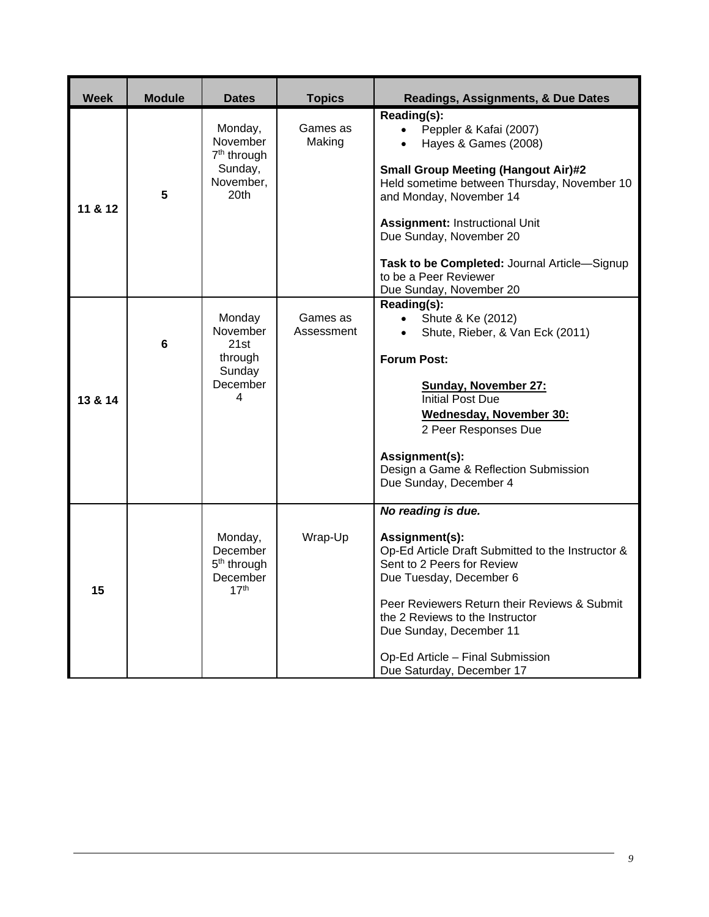| Week | Module | Dates | Topics | Readings, Assignments, & Due Dates |
| --- | --- | --- | --- | --- |
| 11 & 12 | 5 | Monday, November 7th through Sunday, November, 20th | Games as Making | **Reading(s):**<br>• Peppler & Kafai (2007)<br>• Hayes & Games (2008)<br><br>**Small Group Meeting (Hangout Air)#2**<br>Held sometime between Thursday, November 10 and Monday, November 14<br><br>**Assignment:** Instructional Unit<br>Due Sunday, November 20<br><br>**Task to be Completed:** Journal Article—Signup to be a Peer Reviewer<br>Due Sunday, November 20 |
| 13 & 14 | 6 | Monday November 21st through Sunday December 4 | Games as Assessment | **Reading(s):**<br>• Shute & Ke (2012)<br>• Shute, Rieber, & Van Eck (2011)<br><br>**Forum Post:**<br><br>**Sunday, November 27:**<br>Initial Post Due<br>**Wednesday, November 30:**<br>2 Peer Responses Due<br><br>**Assignment(s):**<br>Design a Game & Reflection Submission<br>Due Sunday, December 4 |
| 15 | | Monday, December 5th through December 17th | Wrap-Up | ***No reading is due.***<br><br>**Assignment(s):**<br>Op-Ed Article Draft Submitted to the Instructor & Sent to 2 Peers for Review<br>Due Tuesday, December 6<br><br>Peer Reviewers Return their Reviews & Submit the 2 Reviews to the Instructor<br>Due Sunday, December 11<br><br>Op-Ed Article – Final Submission<br>Due Saturday, December 17 |